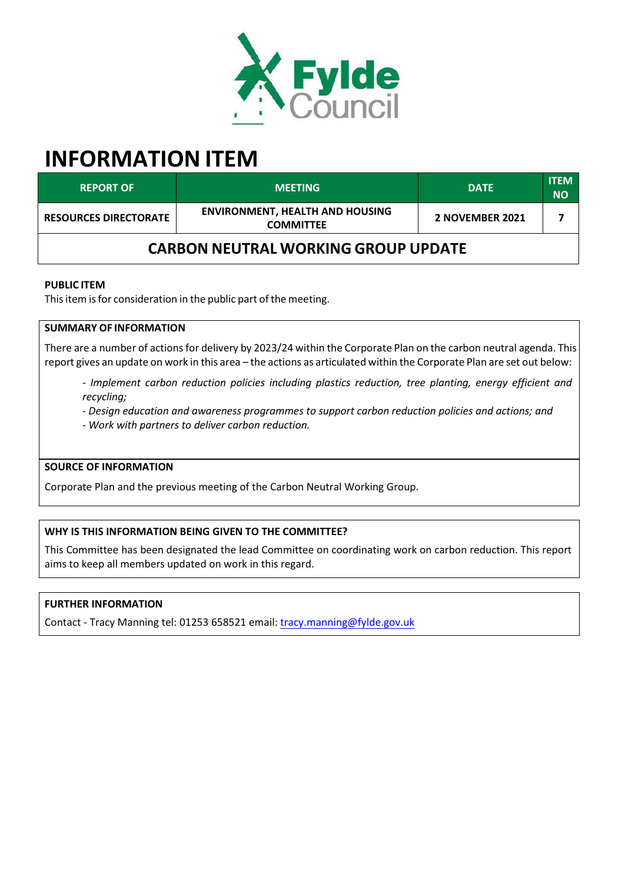# INFORMATION ITEM

| REPORT OF | MEETING | DATE | ITEM NO |
|---|---|---|---|
| RESOURCES DIRECTORATE | ENVIRONMENT, HEALTH AND HOUSING COMMITTEE | 2 NOVEMBER 2021 | 7 |

## CARBON NEUTRAL WORKING GROUP UPDATE

**PUBLIC ITEM**

This item is for consideration in the public part of the meeting.

**SUMMARY OF INFORMATION**

There are a number of actions for delivery by 2023/24 within the Corporate Plan on the carbon neutral agenda. This report gives an update on work in this area – the actions as articulated within the Corporate Plan are set out below:

- *Implement carbon reduction policies including plastics reduction, tree planting, energy efficient and recycling;*
- *Design education and awareness programmes to support carbon reduction policies and actions; and*
- *Work with partners to deliver carbon reduction.*

**SOURCE OF INFORMATION**

Corporate Plan and the previous meeting of the Carbon Neutral Working Group.

**WHY IS THIS INFORMATION BEING GIVEN TO THE COMMITTEE?**

This Committee has been designated the lead Committee on coordinating work on carbon reduction. This report aims to keep all members updated on work in this regard.

**FURTHER INFORMATION**

Contact - Tracy Manning tel: 01253 658521 email: tracy.manning@fylde.gov.uk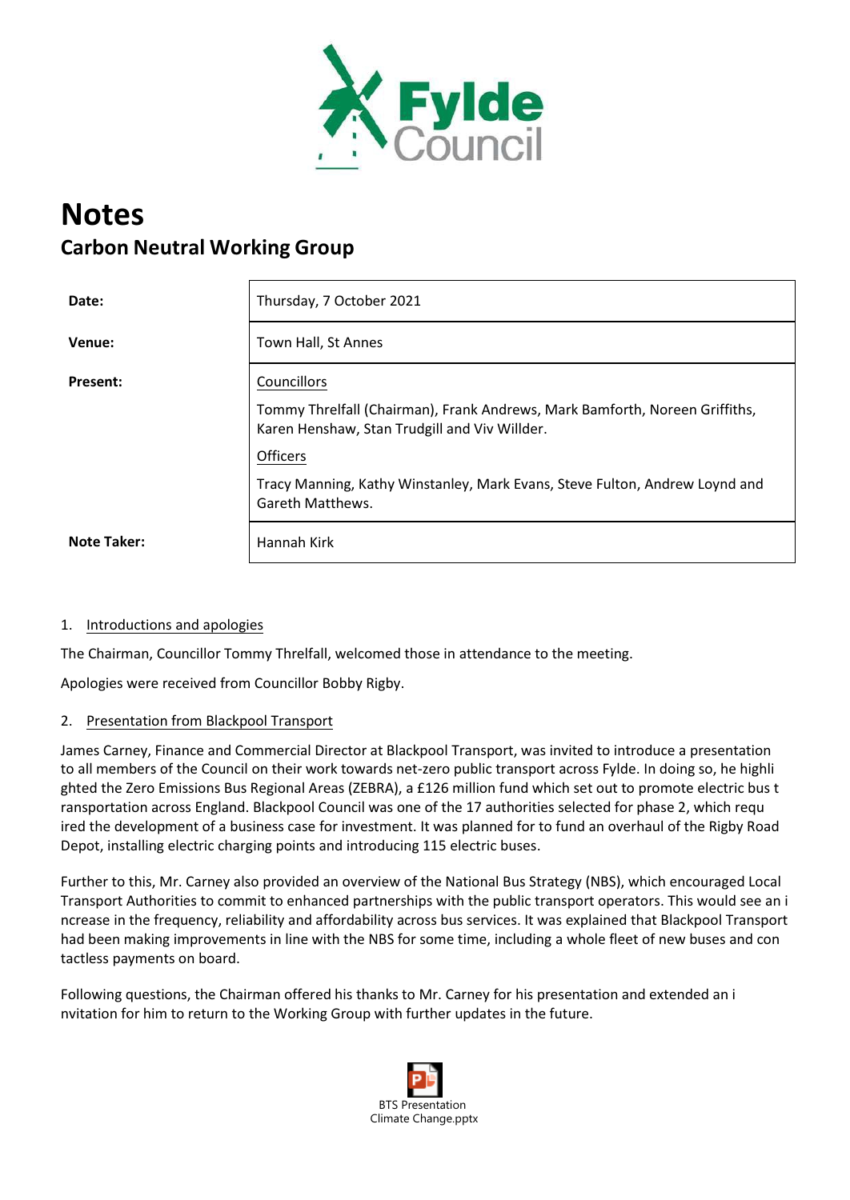# Notes

## Carbon Neutral Working Group

| | |
|---|---|
| **Date:** | Thursday, 7 October 2021 |
| **Venue:** | Town Hall, St Annes |
| **Present:** | Councillors<br>Tommy Threlfall (Chairman), Frank Andrews, Mark Bamforth, Noreen Griffiths, Karen Henshaw, Stan Trudgill and Viv Willder.<br>Officers<br>Tracy Manning, Kathy Winstanley, Mark Evans, Steve Fulton, Andrew Loynd and Gareth Matthews. |
| **Note Taker:** | Hannah Kirk |

1. Introductions and apologies

The Chairman, Councillor Tommy Threlfall, welcomed those in attendance to the meeting.

Apologies were received from Councillor Bobby Rigby.

2. Presentation from Blackpool Transport

James Carney, Finance and Commercial Director at Blackpool Transport, was invited to introduce a presentation to all members of the Council on their work towards net-zero public transport across Fylde. In doing so, he highlighted the Zero Emissions Bus Regional Areas (ZEBRA), a £126 million fund which set out to promote electric bus transportation across England. Blackpool Council was one of the 17 authorities selected for phase 2, which required the development of a business case for investment. It was planned for to fund an overhaul of the Rigby Road Depot, installing electric charging points and introducing 115 electric buses.

Further to this, Mr. Carney also provided an overview of the National Bus Strategy (NBS), which encouraged Local Transport Authorities to commit to enhanced partnerships with the public transport operators. This would see an increase in the frequency, reliability and affordability across bus services. It was explained that Blackpool Transport had been making improvements in line with the NBS for some time, including a whole fleet of new buses and contactless payments on board.

Following questions, the Chairman offered his thanks to Mr. Carney for his presentation and extended an invitation for him to return to the Working Group with further updates in the future.

BTS Presentation Climate Change.pptx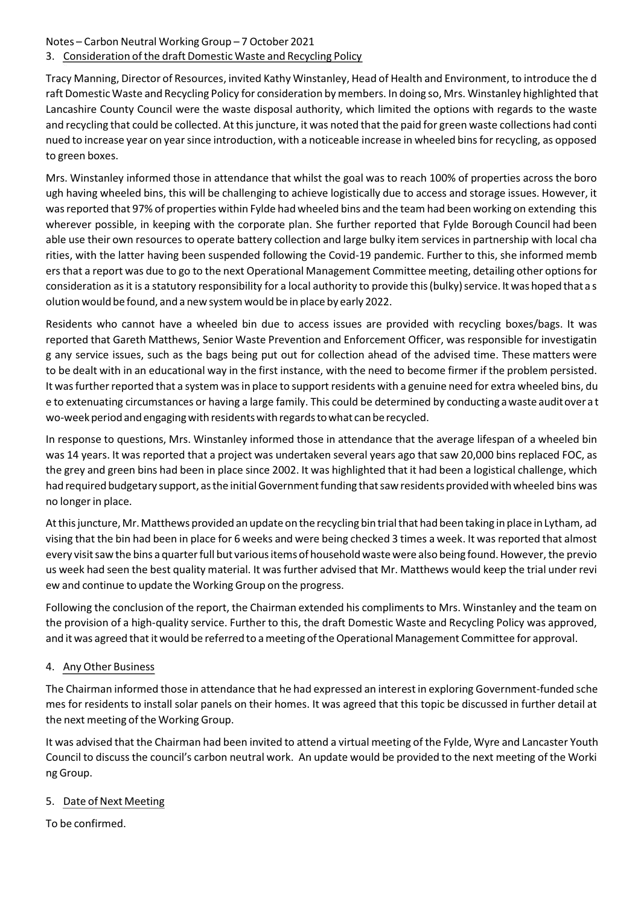Notes – Carbon Neutral Working Group – 7 October 2021

3. Consideration of the draft Domestic Waste and Recycling Policy

Tracy Manning, Director of Resources, invited Kathy Winstanley, Head of Health and Environment, to introduce the draft Domestic Waste and Recycling Policy for consideration by members. In doing so, Mrs. Winstanley highlighted that Lancashire County Council were the waste disposal authority, which limited the options with regards to the waste and recycling that could be collected. At this juncture, it was noted that the paid for green waste collections had continued to increase year on year since introduction, with a noticeable increase in wheeled bins for recycling, as opposed to green boxes.

Mrs. Winstanley informed those in attendance that whilst the goal was to reach 100% of properties across the borough having wheeled bins, this will be challenging to achieve logistically due to access and storage issues. However, it was reported that 97% of properties within Fylde had wheeled bins and the team had been working on extending this wherever possible, in keeping with the corporate plan. She further reported that Fylde Borough Council had been able use their own resources to operate battery collection and large bulky item services in partnership with local charities, with the latter having been suspended following the Covid-19 pandemic. Further to this, she informed members that a report was due to go to the next Operational Management Committee meeting, detailing other options for consideration as it is a statutory responsibility for a local authority to provide this (bulky) service. It was hoped that a solution would be found, and a new system would be in place by early 2022.

Residents who cannot have a wheeled bin due to access issues are provided with recycling boxes/bags. It was reported that Gareth Matthews, Senior Waste Prevention and Enforcement Officer, was responsible for investigating any service issues, such as the bags being put out for collection ahead of the advised time. These matters were to be dealt with in an educational way in the first instance, with the need to become firmer if the problem persisted. It was further reported that a system was in place to support residents with a genuine need for extra wheeled bins, due to extenuating circumstances or having a large family. This could be determined by conducting a waste audit over a two-week period and engaging with residents with regards to what can be recycled.

In response to questions, Mrs. Winstanley informed those in attendance that the average lifespan of a wheeled bin was 14 years. It was reported that a project was undertaken several years ago that saw 20,000 bins replaced FOC, as the grey and green bins had been in place since 2002. It was highlighted that it had been a logistical challenge, which had required budgetary support, as the initial Government funding that saw residents provided with wheeled bins was no longer in place.

At this juncture, Mr. Matthews provided an update on the recycling bin trial that had been taking in place in Lytham, advising that the bin had been in place for 6 weeks and were being checked 3 times a week. It was reported that almost every visit saw the bins a quarter full but various items of household waste were also being found. However, the previous week had seen the best quality material. It was further advised that Mr. Matthews would keep the trial under review and continue to update the Working Group on the progress.

Following the conclusion of the report, the Chairman extended his compliments to Mrs. Winstanley and the team on the provision of a high-quality service. Further to this, the draft Domestic Waste and Recycling Policy was approved, and it was agreed that it would be referred to a meeting of the Operational Management Committee for approval.

4. Any Other Business

The Chairman informed those in attendance that he had expressed an interest in exploring Government-funded schemes for residents to install solar panels on their homes. It was agreed that this topic be discussed in further detail at the next meeting of the Working Group.

It was advised that the Chairman had been invited to attend a virtual meeting of the Fylde, Wyre and Lancaster Youth Council to discuss the council's carbon neutral work. An update would be provided to the next meeting of the Working Group.

5. Date of Next Meeting

To be confirmed.